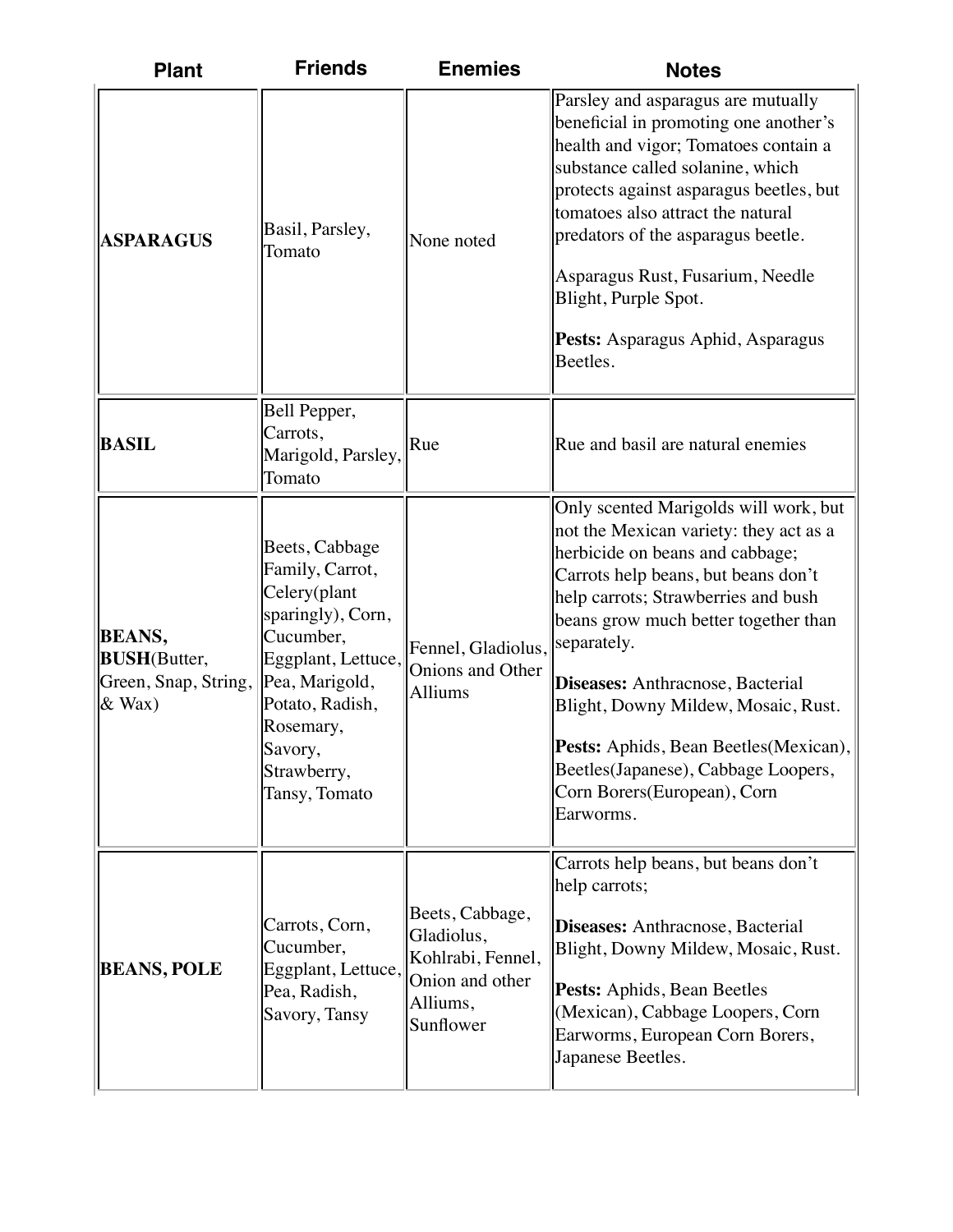| Plant | Friends | Enemies | Notes |
| --- | --- | --- | --- |
| **ASPARAGUS** | Basil, Parsley, Tomato | None noted | Parsley and asparagus are mutually beneficial in promoting one another's health and vigor; Tomatoes contain a substance called solanine, which protects against asparagus beetles, but tomatoes also attract the natural predators of the asparagus beetle.<br><br>Asparagus Rust, Fusarium, Needle Blight, Purple Spot.<br><br>**Pests:** Asparagus Aphid, Asparagus Beetles. |
| **BASIL** | Bell Pepper, Carrots, Marigold, Parsley, Tomato | Rue | Rue and basil are natural enemies |
| **BEANS, BUSH**(Butter, Green, Snap, String, & Wax) | Beets, Cabbage Family, Carrot, Celery(plant sparingly), Corn, Cucumber, Eggplant, Lettuce, Pea, Marigold, Potato, Radish, Rosemary, Savory, Strawberry, Tansy, Tomato | Fennel, Gladiolus, Onions and Other Alliums | Only scented Marigolds will work, but not the Mexican variety: they act as a herbicide on beans and cabbage; Carrots help beans, but beans don't help carrots; Strawberries and bush beans grow much better together than separately.<br><br>**Diseases:** Anthracnose, Bacterial Blight, Downy Mildew, Mosaic, Rust.<br><br>**Pests:** Aphids, Bean Beetles(Mexican), Beetles(Japanese), Cabbage Loopers, Corn Borers(European), Corn Earworms. |
| **BEANS, POLE** | Carrots, Corn, Cucumber, Eggplant, Lettuce, Pea, Radish, Savory, Tansy | Beets, Cabbage, Gladiolus, Kohlrabi, Fennel, Onion and other Alliums, Sunflower | Carrots help beans, but beans don't help carrots;<br><br>**Diseases:** Anthracnose, Bacterial Blight, Downy Mildew, Mosaic, Rust.<br><br>**Pests:** Aphids, Bean Beetles (Mexican), Cabbage Loopers, Corn Earworms, European Corn Borers, Japanese Beetles. |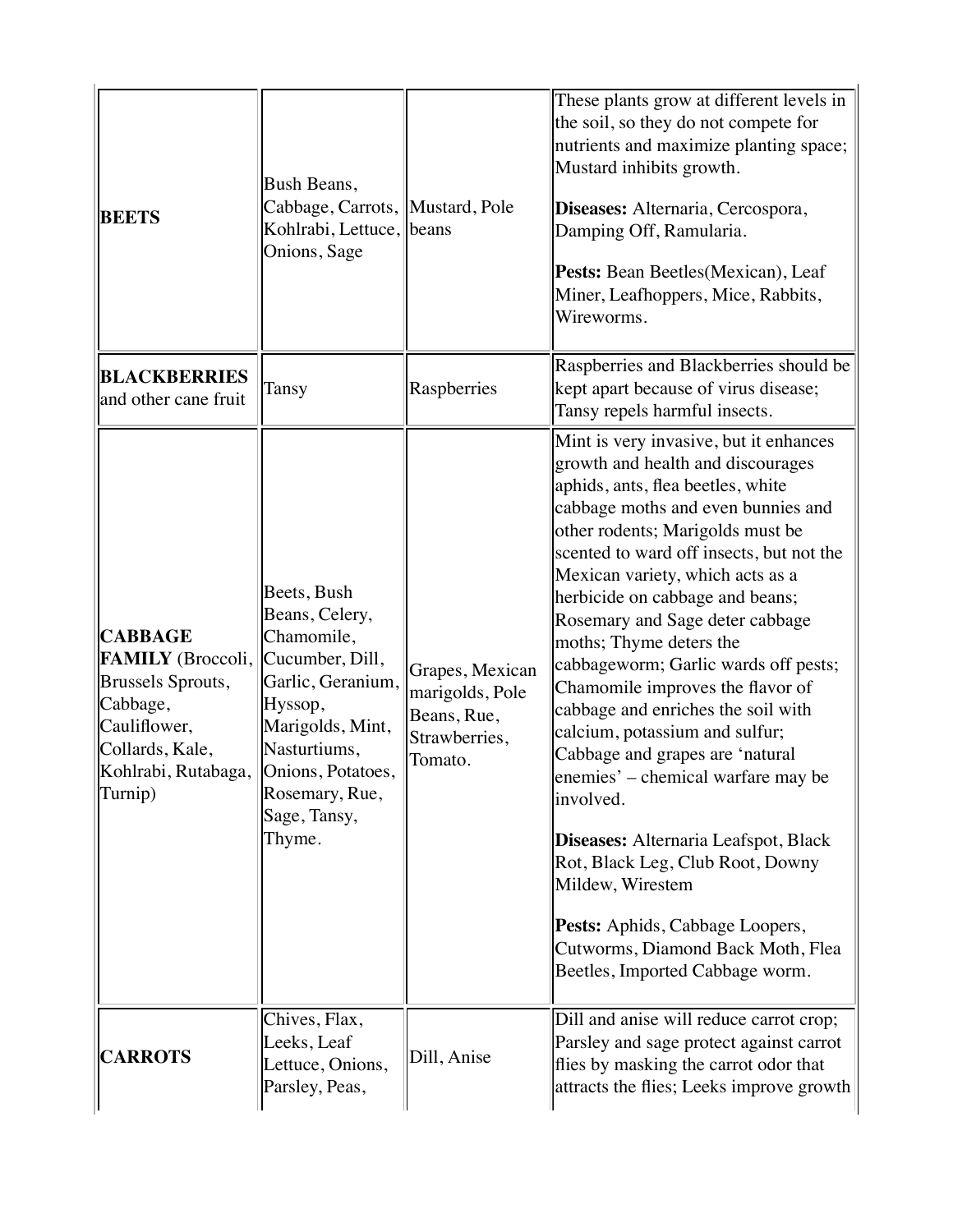| | | | |
|---|---|---|---|
| **BEETS** | Bush Beans, Cabbage, Carrots, Kohlrabi, Lettuce, Onions, Sage | Mustard, Pole beans | These plants grow at different levels in the soil, so they do not compete for nutrients and maximize planting space; Mustard inhibits growth.<br><br>**Diseases:** Alternaria, Cercospora, Damping Off, Ramularia.<br><br>**Pests:** Bean Beetles(Mexican), Leaf Miner, Leafhoppers, Mice, Rabbits, Wireworms. |
| **BLACKBERRIES** and other cane fruit | Tansy | Raspberries | Raspberries and Blackberries should be kept apart because of virus disease; Tansy repels harmful insects. |
| **CABBAGE FAMILY** (Broccoli, Brussels Sprouts, Cabbage, Cauliflower, Collards, Kale, Kohlrabi, Rutabaga, Turnip) | Beets, Bush Beans, Celery, Chamomile, Cucumber, Dill, Garlic, Geranium, Hyssop, Marigolds, Mint, Nasturtiums, Onions, Potatoes, Rosemary, Rue, Sage, Tansy, Thyme. | Grapes, Mexican marigolds, Pole Beans, Rue, Strawberries, Tomato. | Mint is very invasive, but it enhances growth and health and discourages aphids, ants, flea beetles, white cabbage moths and even bunnies and other rodents; Marigolds must be scented to ward off insects, but not the Mexican variety, which acts as a herbicide on cabbage and beans; Rosemary and Sage deter cabbage moths; Thyme deters the cabbageworm; Garlic wards off pests; Chamomile improves the flavor of cabbage and enriches the soil with calcium, potassium and sulfur; Cabbage and grapes are 'natural enemies' – chemical warfare may be involved.<br><br>**Diseases:** Alternaria Leafspot, Black Rot, Black Leg, Club Root, Downy Mildew, Wirestem<br><br>**Pests:** Aphids, Cabbage Loopers, Cutworms, Diamond Back Moth, Flea Beetles, Imported Cabbage worm. |
| **CARROTS** | Chives, Flax, Leeks, Leaf Lettuce, Onions, Parsley, Peas, | Dill, Anise | Dill and anise will reduce carrot crop; Parsley and sage protect against carrot flies by masking the carrot odor that attracts the flies; Leeks improve growth |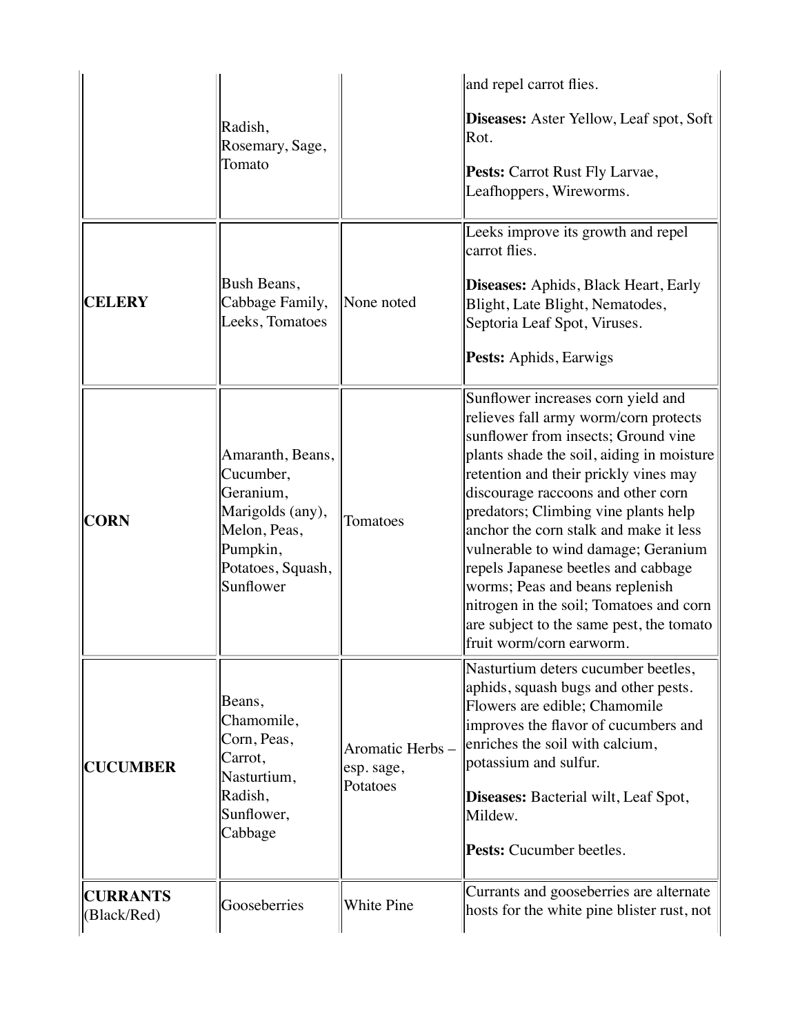| | | | |
|---|---|---|---|
| | Radish, Rosemary, Sage, Tomato | | and repel carrot flies.<br><br>**Diseases:** Aster Yellow, Leaf spot, Soft Rot.<br><br>**Pests:** Carrot Rust Fly Larvae, Leafhoppers, Wireworms. |
| **CELERY** | Bush Beans, Cabbage Family, Leeks, Tomatoes | None noted | Leeks improve its growth and repel carrot flies.<br><br>**Diseases:** Aphids, Black Heart, Early Blight, Late Blight, Nematodes, Septoria Leaf Spot, Viruses.<br><br>**Pests:** Aphids, Earwigs |
| **CORN** | Amaranth, Beans, Cucumber, Geranium, Marigolds (any), Melon, Peas, Pumpkin, Potatoes, Squash, Sunflower | Tomatoes | Sunflower increases corn yield and relieves fall army worm/corn protects sunflower from insects; Ground vine plants shade the soil, aiding in moisture retention and their prickly vines may discourage raccoons and other corn predators; Climbing vine plants help anchor the corn stalk and make it less vulnerable to wind damage; Geranium repels Japanese beetles and cabbage worms; Peas and beans replenish nitrogen in the soil; Tomatoes and corn are subject to the same pest, the tomato fruit worm/corn earworm. |
| **CUCUMBER** | Beans, Chamomile, Corn, Peas, Carrot, Nasturtium, Radish, Sunflower, Cabbage | Aromatic Herbs – esp. sage, Potatoes | Nasturtium deters cucumber beetles, aphids, squash bugs and other pests. Flowers are edible; Chamomile improves the flavor of cucumbers and enriches the soil with calcium, potassium and sulfur.<br><br>**Diseases:** Bacterial wilt, Leaf Spot, Mildew.<br><br>**Pests:** Cucumber beetles. |
| **CURRANTS** (Black/Red) | Gooseberries | White Pine | Currants and gooseberries are alternate hosts for the white pine blister rust, not |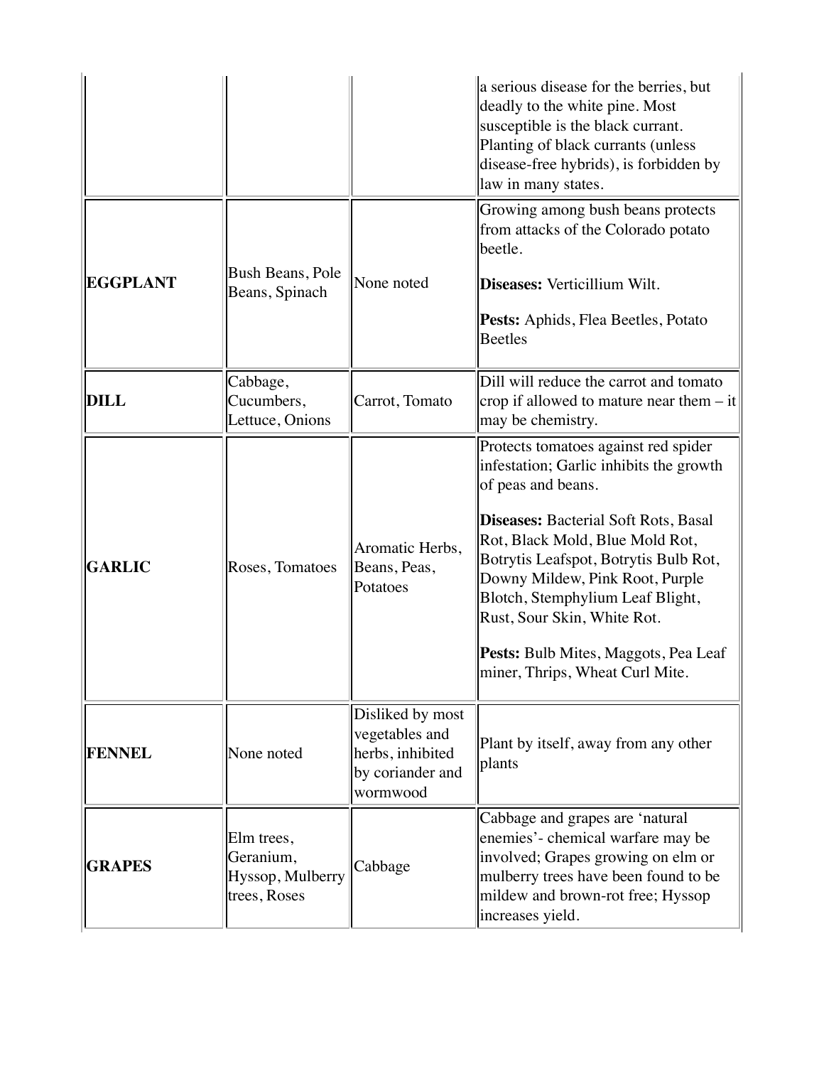| | | | |
|---|---|---|---|
| | | | a serious disease for the berries, but deadly to the white pine. Most susceptible is the black currant. Planting of black currants (unless disease-free hybrids), is forbidden by law in many states. |
| **EGGPLANT** | Bush Beans, Pole Beans, Spinach | None noted | Growing among bush beans protects from attacks of the Colorado potato beetle.<br><br>**Diseases:** Verticillium Wilt.<br><br>**Pests:** Aphids, Flea Beetles, Potato Beetles |
| **DILL** | Cabbage, Cucumbers, Lettuce, Onions | Carrot, Tomato | Dill will reduce the carrot and tomato crop if allowed to mature near them – it may be chemistry. |
| **GARLIC** | Roses, Tomatoes | Aromatic Herbs, Beans, Peas, Potatoes | Protects tomatoes against red spider infestation; Garlic inhibits the growth of peas and beans.<br><br>**Diseases:** Bacterial Soft Rots, Basal Rot, Black Mold, Blue Mold Rot, Botrytis Leafspot, Botrytis Bulb Rot, Downy Mildew, Pink Root, Purple Blotch, Stemphylium Leaf Blight, Rust, Sour Skin, White Rot.<br><br>**Pests:** Bulb Mites, Maggots, Pea Leaf miner, Thrips, Wheat Curl Mite. |
| **FENNEL** | None noted | Disliked by most vegetables and herbs, inhibited by coriander and wormwood | Plant by itself, away from any other plants |
| **GRAPES** | Elm trees, Geranium, Hyssop, Mulberry trees, Roses | Cabbage | Cabbage and grapes are 'natural enemies'- chemical warfare may be involved; Grapes growing on elm or mulberry trees have been found to be mildew and brown-rot free; Hyssop increases yield. |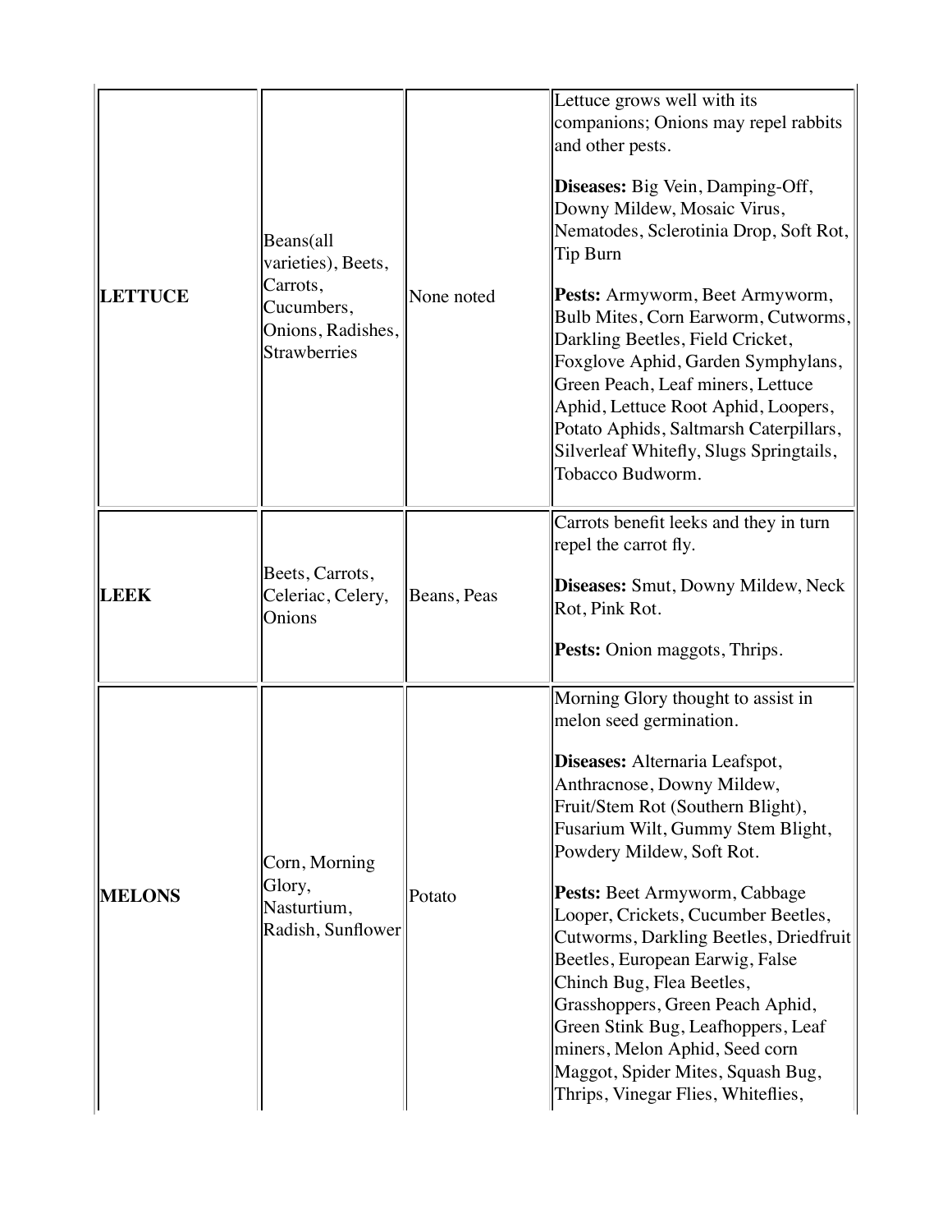| | | | |
|---|---|---|---|
| **LETTUCE** | Beans(all varieties), Beets, Carrots, Cucumbers, Onions, Radishes, Strawberries | None noted | Lettuce grows well with its companions; Onions may repel rabbits and other pests.<br><br>**Diseases:** Big Vein, Damping-Off, Downy Mildew, Mosaic Virus, Nematodes, Sclerotinia Drop, Soft Rot, Tip Burn<br><br>**Pests:** Armyworm, Beet Armyworm, Bulb Mites, Corn Earworm, Cutworms, Darkling Beetles, Field Cricket, Foxglove Aphid, Garden Symphylans, Green Peach, Leaf miners, Lettuce Aphid, Lettuce Root Aphid, Loopers, Potato Aphids, Saltmarsh Caterpillars, Silverleaf Whitefly, Slugs Springtails, Tobacco Budworm. |
| **LEEK** | Beets, Carrots, Celeriac, Celery, Onions | Beans, Peas | Carrots benefit leeks and they in turn repel the carrot fly.<br><br>**Diseases:** Smut, Downy Mildew, Neck Rot, Pink Rot.<br><br>**Pests:** Onion maggots, Thrips. |
| **MELONS** | Corn, Morning Glory, Nasturtium, Radish, Sunflower | Potato | Morning Glory thought to assist in melon seed germination.<br><br>**Diseases:** Alternaria Leafspot, Anthracnose, Downy Mildew, Fruit/Stem Rot (Southern Blight), Fusarium Wilt, Gummy Stem Blight, Powdery Mildew, Soft Rot.<br><br>**Pests:** Beet Armyworm, Cabbage Looper, Crickets, Cucumber Beetles, Cutworms, Darkling Beetles, Driedfruit Beetles, European Earwig, False Chinch Bug, Flea Beetles, Grasshoppers, Green Peach Aphid, Green Stink Bug, Leafhoppers, Leaf miners, Melon Aphid, Seed corn Maggot, Spider Mites, Squash Bug, Thrips, Vinegar Flies, Whiteflies, |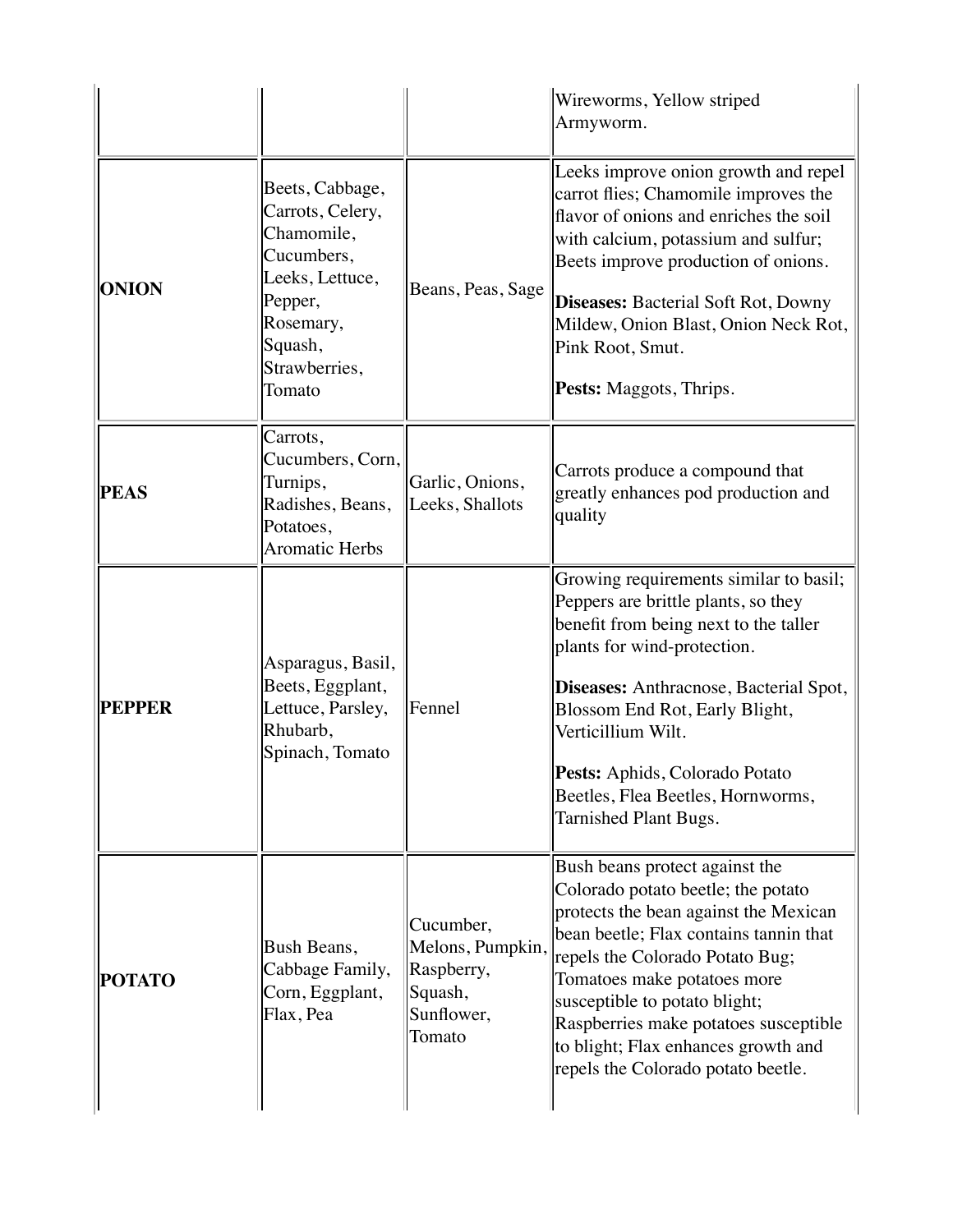| | | | |
|---|---|---|---|
| | | | Wireworms, Yellow striped Armyworm. |
| **ONION** | Beets, Cabbage, Carrots, Celery, Chamomile, Cucumbers, Leeks, Lettuce, Pepper, Rosemary, Squash, Strawberries, Tomato | Beans, Peas, Sage | Leeks improve onion growth and repel carrot flies; Chamomile improves the flavor of onions and enriches the soil with calcium, potassium and sulfur; Beets improve production of onions.<br><br>**Diseases:** Bacterial Soft Rot, Downy Mildew, Onion Blast, Onion Neck Rot, Pink Root, Smut.<br><br>**Pests:** Maggots, Thrips. |
| **PEAS** | Carrots, Cucumbers, Corn, Turnips, Radishes, Beans, Potatoes, Aromatic Herbs | Garlic, Onions, Leeks, Shallots | Carrots produce a compound that greatly enhances pod production and quality |
| **PEPPER** | Asparagus, Basil, Beets, Eggplant, Lettuce, Parsley, Rhubarb, Spinach, Tomato | Fennel | Growing requirements similar to basil; Peppers are brittle plants, so they benefit from being next to the taller plants for wind-protection.<br><br>**Diseases:** Anthracnose, Bacterial Spot, Blossom End Rot, Early Blight, Verticillium Wilt.<br><br>**Pests:** Aphids, Colorado Potato Beetles, Flea Beetles, Hornworms, Tarnished Plant Bugs. |
| **POTATO** | Bush Beans, Cabbage Family, Corn, Eggplant, Flax, Pea | Cucumber, Melons, Pumpkin, Raspberry, Squash, Sunflower, Tomato | Bush beans protect against the Colorado potato beetle; the potato protects the bean against the Mexican bean beetle; Flax contains tannin that repels the Colorado Potato Bug; Tomatoes make potatoes more susceptible to potato blight; Raspberries make potatoes susceptible to blight; Flax enhances growth and repels the Colorado potato beetle. |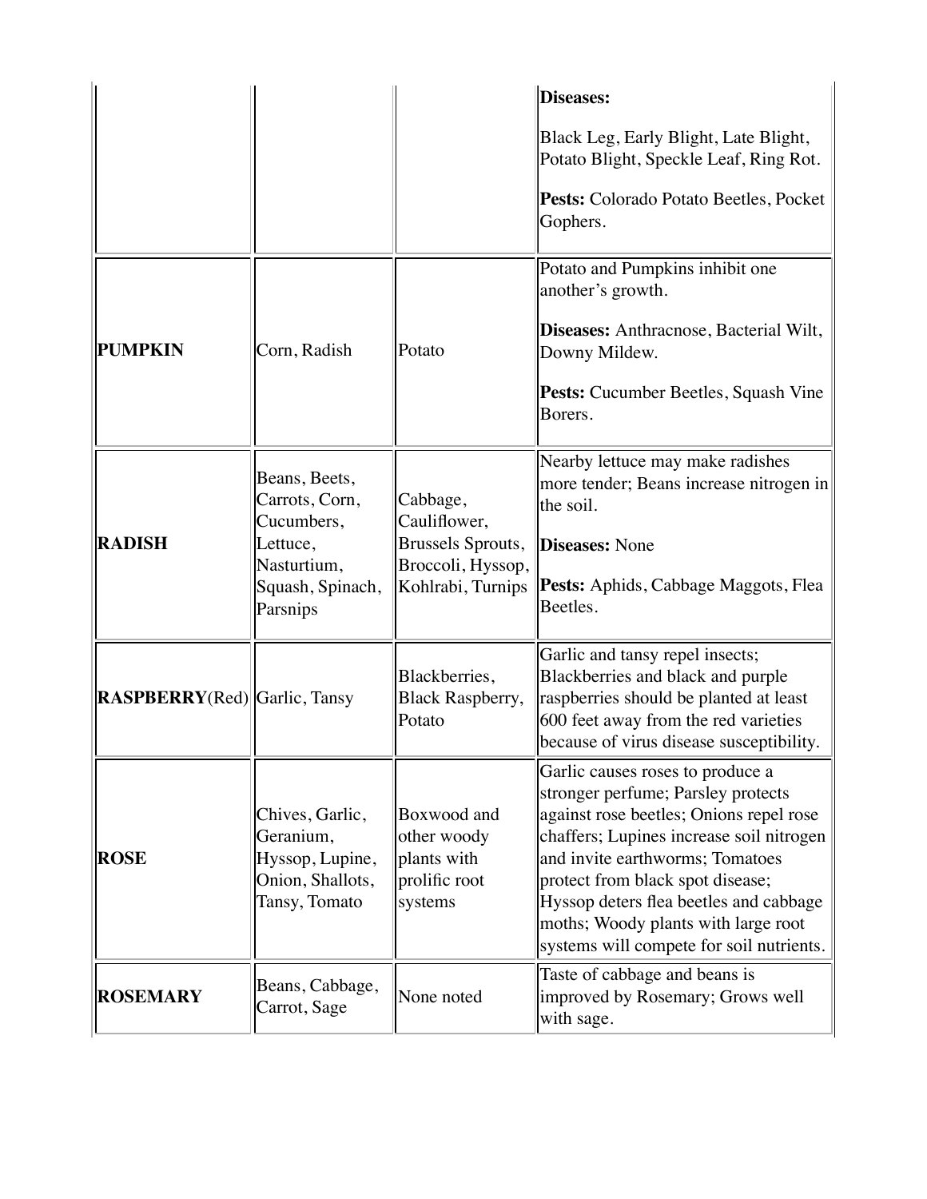| | | | |
|---|---|---|---|
| | | | **Diseases:**<br><br>Black Leg, Early Blight, Late Blight, Potato Blight, Speckle Leaf, Ring Rot.<br><br>**Pests:** Colorado Potato Beetles, Pocket Gophers. |
| **PUMPKIN** | Corn, Radish | Potato | Potato and Pumpkins inhibit one another's growth.<br><br>**Diseases:** Anthracnose, Bacterial Wilt, Downy Mildew.<br><br>**Pests:** Cucumber Beetles, Squash Vine Borers. |
| **RADISH** | Beans, Beets, Carrots, Corn, Cucumbers, Lettuce, Nasturtium, Squash, Spinach, Parsnips | Cabbage, Cauliflower, Brussels Sprouts, Broccoli, Hyssop, Kohlrabi, Turnips | Nearby lettuce may make radishes more tender; Beans increase nitrogen in the soil.<br><br>**Diseases:** None<br><br>**Pests:** Aphids, Cabbage Maggots, Flea Beetles. |
| **RASPBERRY**(Red) | Garlic, Tansy | Blackberries, Black Raspberry, Potato | Garlic and tansy repel insects; Blackberries and black and purple raspberries should be planted at least 600 feet away from the red varieties because of virus disease susceptibility. |
| **ROSE** | Chives, Garlic, Geranium, Hyssop, Lupine, Onion, Shallots, Tansy, Tomato | Boxwood and other woody plants with prolific root systems | Garlic causes roses to produce a stronger perfume; Parsley protects against rose beetles; Onions repel rose chaffers; Lupines increase soil nitrogen and invite earthworms; Tomatoes protect from black spot disease; Hyssop deters flea beetles and cabbage moths; Woody plants with large root systems will compete for soil nutrients. |
| **ROSEMARY** | Beans, Cabbage, Carrot, Sage | None noted | Taste of cabbage and beans is improved by Rosemary; Grows well with sage. |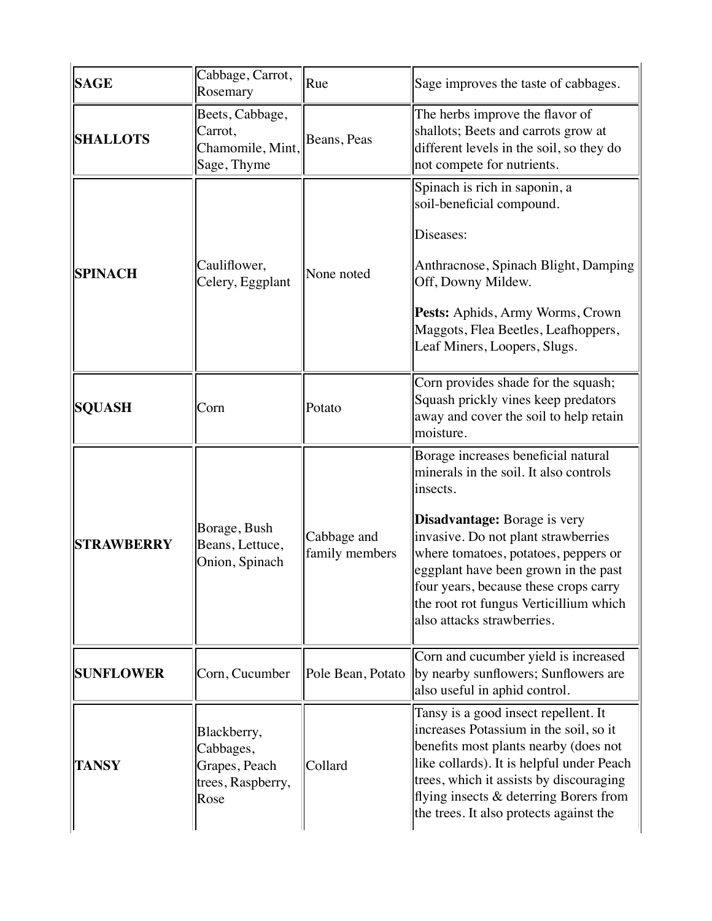| **SAGE** | Cabbage, Carrot, Rosemary | Rue | Sage improves the taste of cabbages. |
|---|---|---|---|
| **SHALLOTS** | Beets, Cabbage, Carrot, Chamomile, Mint, Sage, Thyme | Beans, Peas | The herbs improve the flavor of shallots; Beets and carrots grow at different levels in the soil, so they do not compete for nutrients. |
| **SPINACH** | Cauliflower, Celery, Eggplant | None noted | Spinach is rich in saponin, a soil-beneficial compound.<br><br>Diseases:<br><br>Anthracnose, Spinach Blight, Damping Off, Downy Mildew.<br><br>**Pests:** Aphids, Army Worms, Crown Maggots, Flea Beetles, Leafhoppers, Leaf Miners, Loopers, Slugs. |
| **SQUASH** | Corn | Potato | Corn provides shade for the squash; Squash prickly vines keep predators away and cover the soil to help retain moisture. |
| **STRAWBERRY** | Borage, Bush Beans, Lettuce, Onion, Spinach | Cabbage and family members | Borage increases beneficial natural minerals in the soil. It also controls insects.<br><br>**Disadvantage:** Borage is very invasive. Do not plant strawberries where tomatoes, potatoes, peppers or eggplant have been grown in the past four years, because these crops carry the root rot fungus Verticillium which also attacks strawberries. |
| **SUNFLOWER** | Corn, Cucumber | Pole Bean, Potato | Corn and cucumber yield is increased by nearby sunflowers; Sunflowers are also useful in aphid control. |
| **TANSY** | Blackberry, Cabbages, Grapes, Peach trees, Raspberry, Rose | Collard | Tansy is a good insect repellent. It increases Potassium in the soil, so it benefits most plants nearby (does not like collards). It is helpful under Peach trees, which it assists by discouraging flying insects & deterring Borers from the trees. It also protects against the |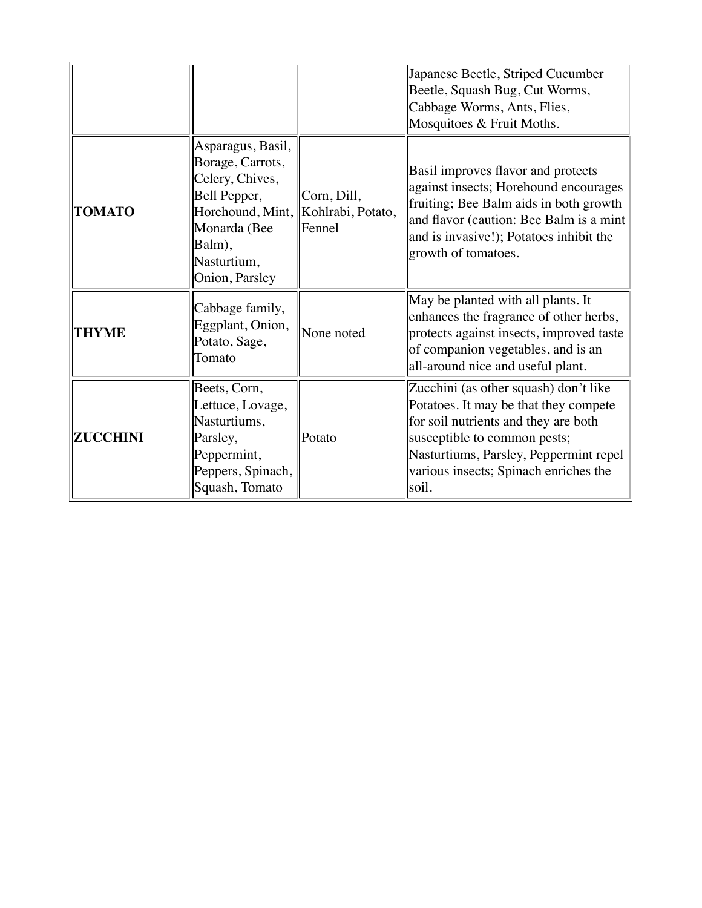| | | | |
|---|---|---|---|
| | | | Japanese Beetle, Striped Cucumber Beetle, Squash Bug, Cut Worms, Cabbage Worms, Ants, Flies, Mosquitoes & Fruit Moths. |
| **TOMATO** | Asparagus, Basil, Borage, Carrots, Celery, Chives, Bell Pepper, Horehound, Mint, Monarda (Bee Balm), Nasturtium, Onion, Parsley | Corn, Dill, Kohlrabi, Potato, Fennel | Basil improves flavor and protects against insects; Horehound encourages fruiting; Bee Balm aids in both growth and flavor (caution: Bee Balm is a mint and is invasive!); Potatoes inhibit the growth of tomatoes. |
| **THYME** | Cabbage family, Eggplant, Onion, Potato, Sage, Tomato | None noted | May be planted with all plants. It enhances the fragrance of other herbs, protects against insects, improved taste of companion vegetables, and is an all-around nice and useful plant. |
| **ZUCCHINI** | Beets, Corn, Lettuce, Lovage, Nasturtiums, Parsley, Peppermint, Peppers, Spinach, Squash, Tomato | Potato | Zucchini (as other squash) don't like Potatoes. It may be that they compete for soil nutrients and they are both susceptible to common pests; Nasturtiums, Parsley, Peppermint repel various insects; Spinach enriches the soil. |